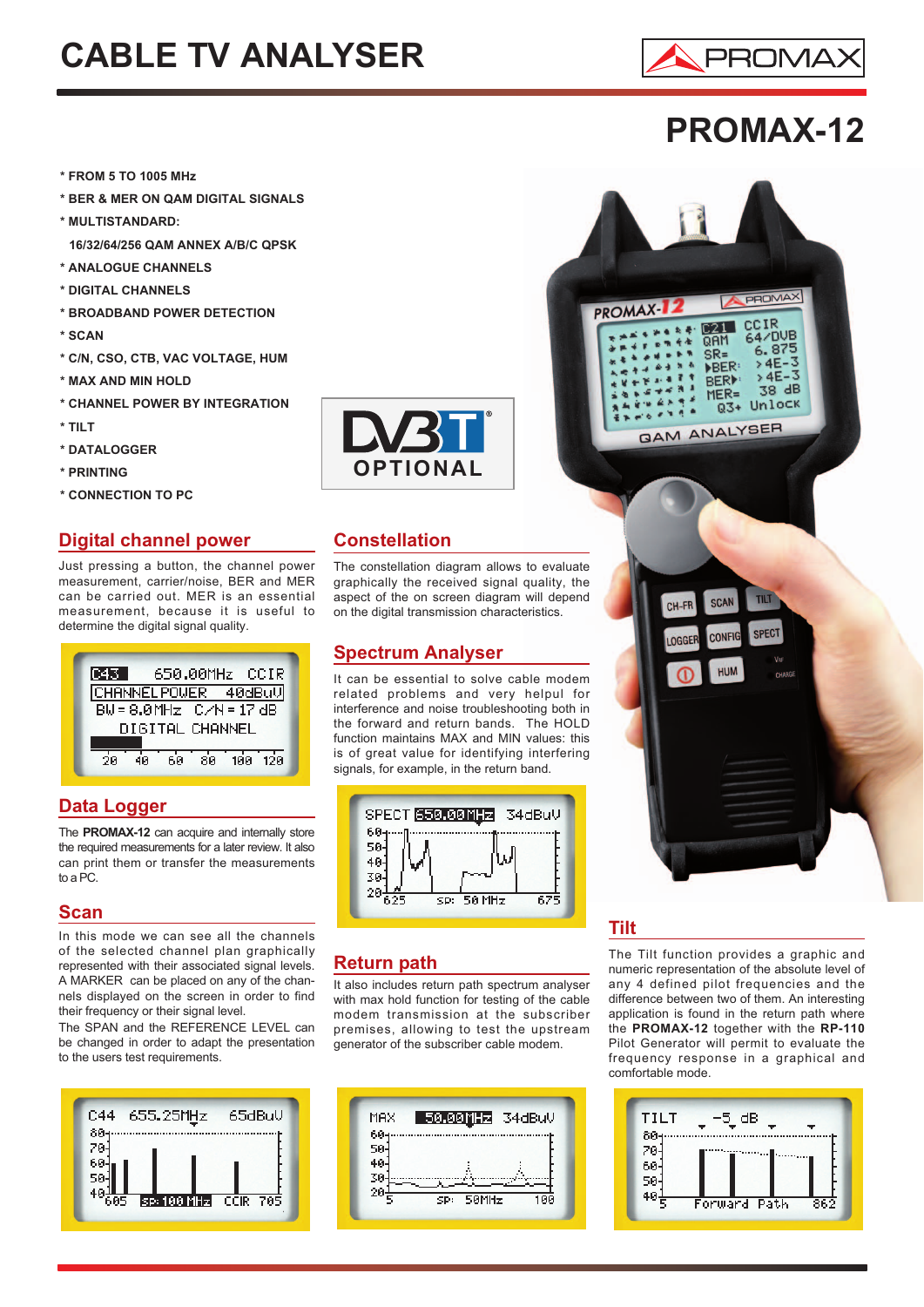# CABLE TV ANALYSER

PROMAX

# PROMAX-12

* FROM 5 TO 1005 MHz
* BER & MER ON QAM DIGITAL SIGNALS
* MULTISTANDARD:
  16/32/64/256 QAM ANNEX A/B/C QPSK
* ANALOGUE CHANNELS
* DIGITAL CHANNELS
* BROADBAND POWER DETECTION
* SCAN
* C/N, CSO, CTB, VAC VOLTAGE, HUM
* MAX AND MIN HOLD
* CHANNEL POWER BY INTEGRATION
* TILT
* DATALOGGER
* PRINTING
* CONNECTION TO PC

DVB-T OPTIONAL

## Digital channel power

Just pressing a button, the channel power measurement, carrier/noise, BER and MER can be carried out. MER is an essential measurement, because it is useful to determine the digital signal quality.

## Data Logger

The **PROMAX-12** can acquire and internally store the required measurements for a later review. It also can print them or transfer the measurements to a PC.

## Scan

In this mode we can see all the channels of the selected channel plan graphically represented with their associated signal levels. A MARKER can be placed on any of the channels displayed on the screen in order to find their frequency or their signal level.

The SPAN and the REFERENCE LEVEL can be changed in order to adapt the presentation to the users test requirements.

## Constellation

The constellation diagram allows to evaluate graphically the received signal quality, the aspect of the on screen diagram will depend on the digital transmission characteristics.

## Spectrum Analyser

It can be essential to solve cable modem related problems and very helpful for interference and noise troubleshooting both in the forward and return bands. The HOLD function maintains MAX and MIN values: this is of great value for identifying interfering signals, for example, in the return band.

## Return path

It also includes return path spectrum analyser with max hold function for testing of the cable modem transmission at the subscriber premises, allowing to test the upstream generator of the subscriber cable modem.

## Tilt

The Tilt function provides a graphic and numeric representation of the absolute level of any 4 defined pilot frequencies and the difference between two of them. An interesting application is found in the return path where the **PROMAX-12** together with the **RP-110** Pilot Generator will permit to evaluate the frequency response in a graphical and comfortable mode.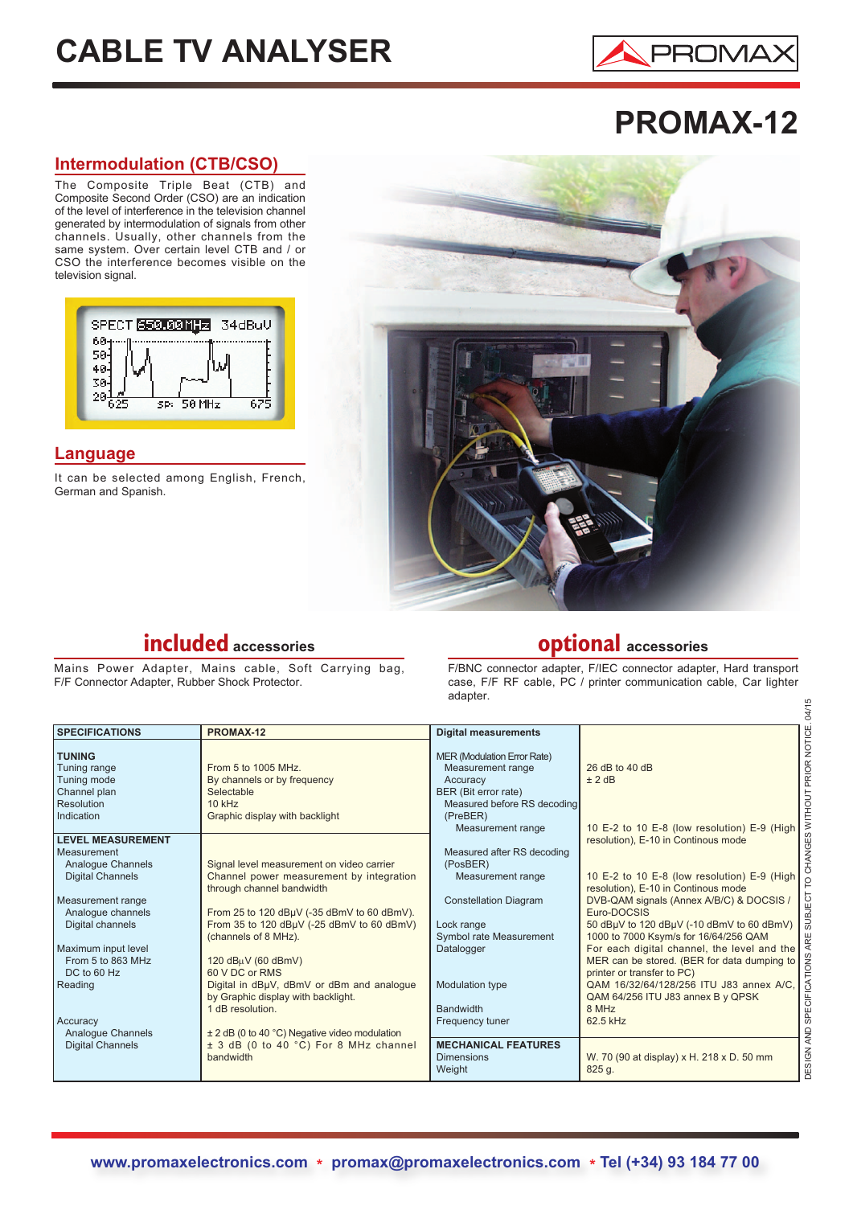# CABLE TV ANALYSER

# PROMAX-12

## Intermodulation (CTB/CSO)

The Composite Triple Beat (CTB) and Composite Second Order (CSO) are an indication of the level of interference in the television channel generated by intermodulation of signals from other channels. Usually, other channels from the same system. Over certain level CTB and / or CSO the interference becomes visible on the television signal.

SPECT 650.00MHz 34dBuV
60
50
40
30
20
625 SP: 50 MHz 675

## Language

It can be selected among English, French, German and Spanish.

## included accessories

Mains Power Adapter, Mains cable, Soft Carrying bag, F/F Connector Adapter, Rubber Shock Protector.

## optional accessories

F/BNC connector adapter, F/IEC connector adapter, Hard transport case, F/F RF cable, PC / printer communication cable, Car lighter adapter.

| SPECIFICATIONS | PROMAX-12 |
|---|---|
| **TUNING** | |
| Tuning range | From 5 to 1005 MHz. |
| Tuning mode | By channels or by frequency |
| Channel plan | Selectable |
| Resolution | 10 kHz |
| Indication | Graphic display with backlight |
| **LEVEL MEASUREMENT** | |
| Measurement | |
| Analogue Channels | Signal level measurement on video carrier |
| Digital Channels | Channel power measurement by integration through channel bandwidth |
| Measurement range | |
| Analogue channels | From 25 to 120 dBμV (-35 dBmV to 60 dBmV). |
| Digital channels | From 35 to 120 dBμV (-25 dBmV to 60 dBmV) (channels of 8 MHz). |
| Maximum input level | |
| From 5 to 863 MHz | 120 dBμV (60 dBmV) |
| DC to 60 Hz | 60 V DC or RMS |
| Reading | Digital in dBμV, dBmV or dBm and analogue by Graphic display with backlight. |
| | 1 dB resolution. |
| Accuracy | |
| Analogue Channels | ± 2 dB (0 to 40 °C) Negative video modulation |
| Digital Channels | ± 3 dB (0 to 40 °C) For 8 MHz channel bandwidth |

| Digital measurements | |
|---|---|
| MER (Modulation Error Rate) | |
| Measurement range | 26 dB to 40 dB |
| Accuracy | ± 2 dB |
| BER (Bit error rate) | |
| Measured before RS decoding (PreBER) | |
| Measurement range | 10 E-2 to 10 E-8 (low resolution) E-9 (High resolution), E-10 in Continous mode |
| Measured after RS decoding (PosBER) | |
| Measurement range | 10 E-2 to 10 E-8 (low resolution) E-9 (High resolution), E-10 in Continous mode |
| Constellation Diagram | DVB-QAM signals (Annex A/B/C) & DOCSIS / Euro-DOCSIS |
| Lock range | 50 dBμV to 120 dBμV (-10 dBmV to 60 dBmV) |
| Symbol rate Measurement | 1000 to 7000 Ksym/s for 16/64/256 QAM |
| Datalogger | For each digital channel, the level and the MER can be stored. (BER for data dumping to printer or transfer to PC) |
| Modulation type | QAM 16/32/64/128/256 ITU J83 annex A/C, QAM 64/256 ITU J83 annex B y QPSK |
| Bandwidth | 8 MHz |
| Frequency tuner | 62.5 kHz |
| **MECHANICAL FEATURES** | |
| Dimensions | W. 70 (90 at display) x H. 218 x D. 50 mm |
| Weight | 825 g. |

DESIGN AND SPECIFICATIONS ARE SUBJECT TO CHANGES WITHOUT PRIOR NOTICE. 04/15

www.promaxelectronics.com * promax@promaxelectronics.com * Tel (+34) 93 184 77 00